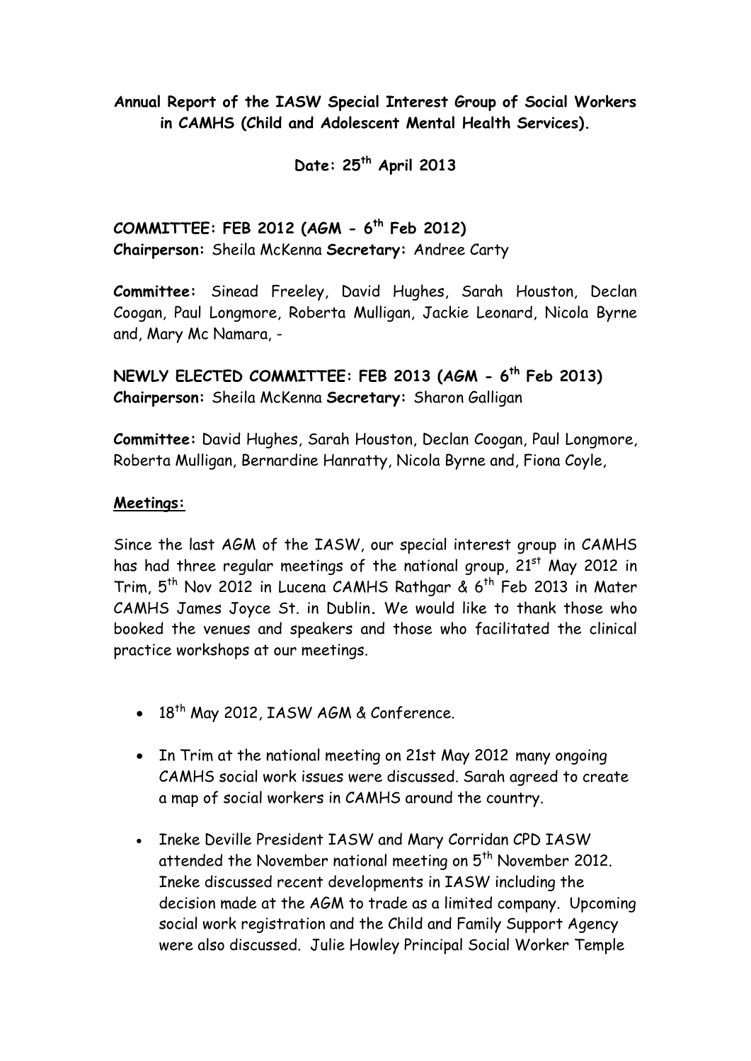**Annual Report of the IASW Special Interest Group of Social Workers in CAMHS (Child and Adolescent Mental Health Services).**

**Date: 25th April 2013**

**COMMITTEE: FEB 2012 (AGM - 6th Feb 2012)**
**Chairperson:** Sheila McKenna **Secretary:** Andree Carty

**Committee:** Sinead Freeley, David Hughes, Sarah Houston, Declan Coogan, Paul Longmore, Roberta Mulligan, Jackie Leonard, Nicola Byrne and, Mary Mc Namara, -

**NEWLY ELECTED COMMITTEE: FEB 2013 (AGM - 6th Feb 2013)**
**Chairperson:** Sheila McKenna **Secretary:** Sharon Galligan

**Committee:** David Hughes, Sarah Houston, Declan Coogan, Paul Longmore, Roberta Mulligan, Bernardine Hanratty, Nicola Byrne and, Fiona Coyle,

**Meetings:**

Since the last AGM of the IASW, our special interest group in CAMHS has had three regular meetings of the national group, 21st May 2012 in Trim, 5th Nov 2012 in Lucena CAMHS Rathgar & 6th Feb 2013 in Mater CAMHS James Joyce St. in Dublin. We would like to thank those who booked the venues and speakers and those who facilitated the clinical practice workshops at our meetings.

- 18th May 2012, IASW AGM & Conference.
- In Trim at the national meeting on 21st May 2012 many ongoing CAMHS social work issues were discussed. Sarah agreed to create a map of social workers in CAMHS around the country.
- Ineke Deville President IASW and Mary Corridan CPD IASW attended the November national meeting on 5th November 2012. Ineke discussed recent developments in IASW including the decision made at the AGM to trade as a limited company. Upcoming social work registration and the Child and Family Support Agency were also discussed. Julie Howley Principal Social Worker Temple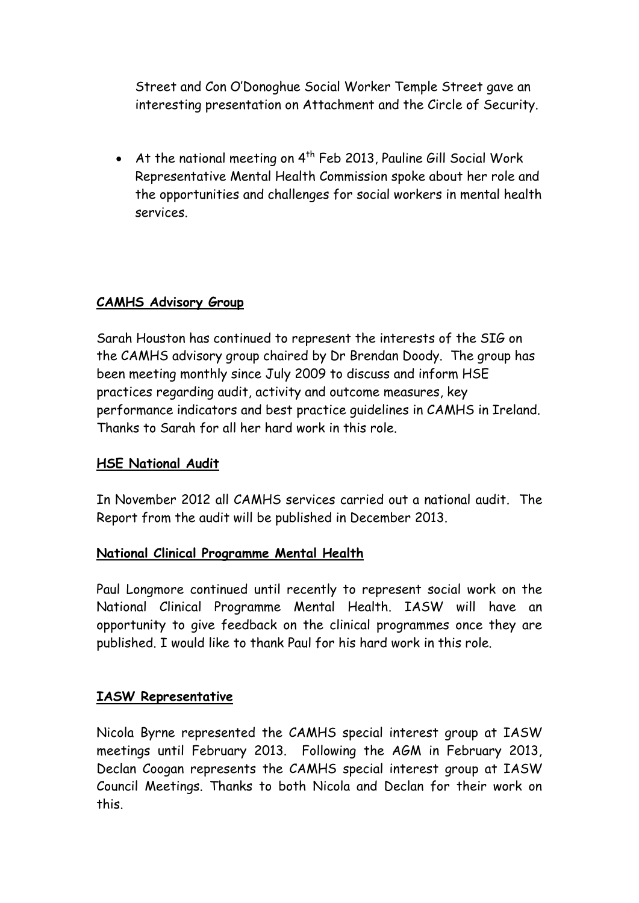Street and Con O'Donoghue Social Worker Temple Street gave an interesting presentation on Attachment and the Circle of Security.

- At the national meeting on 4th Feb 2013, Pauline Gill Social Work Representative Mental Health Commission spoke about her role and the opportunities and challenges for social workers in mental health services.

**CAMHS Advisory Group**

Sarah Houston has continued to represent the interests of the SIG on the CAMHS advisory group chaired by Dr Brendan Doody. The group has been meeting monthly since July 2009 to discuss and inform HSE practices regarding audit, activity and outcome measures, key performance indicators and best practice guidelines in CAMHS in Ireland. Thanks to Sarah for all her hard work in this role.

**HSE National Audit**

In November 2012 all CAMHS services carried out a national audit. The Report from the audit will be published in December 2013.

**National Clinical Programme Mental Health**

Paul Longmore continued until recently to represent social work on the National Clinical Programme Mental Health. IASW will have an opportunity to give feedback on the clinical programmes once they are published. I would like to thank Paul for his hard work in this role.

**IASW Representative**

Nicola Byrne represented the CAMHS special interest group at IASW meetings until February 2013. Following the AGM in February 2013, Declan Coogan represents the CAMHS special interest group at IASW Council Meetings. Thanks to both Nicola and Declan for their work on this.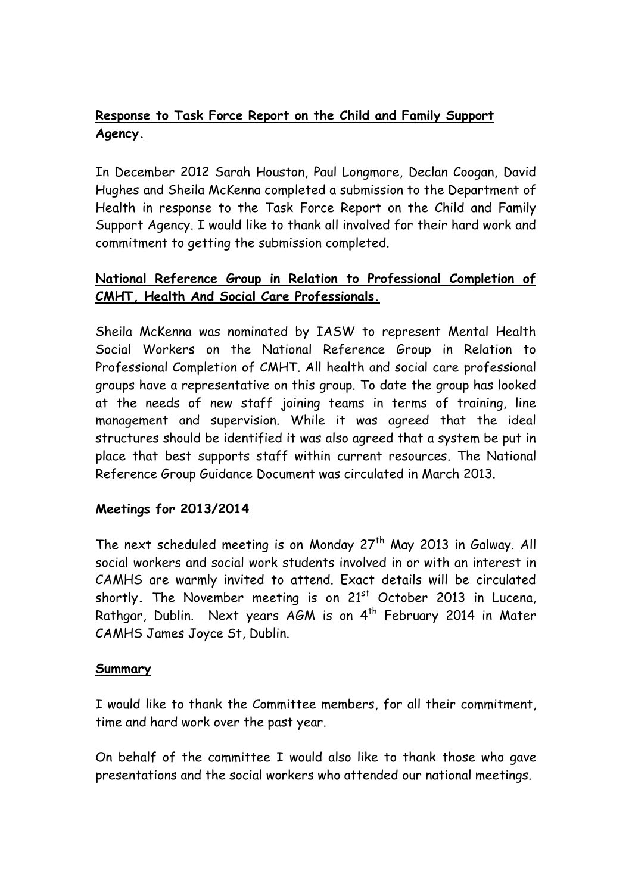## Response to Task Force Report on the Child and Family Support Agency.

In December 2012 Sarah Houston, Paul Longmore, Declan Coogan, David Hughes and Sheila McKenna completed a submission to the Department of Health in response to the Task Force Report on the Child and Family Support Agency. I would like to thank all involved for their hard work and commitment to getting the submission completed.

## National Reference Group in Relation to Professional Completion of CMHT, Health And Social Care Professionals.

Sheila McKenna was nominated by IASW to represent Mental Health Social Workers on the National Reference Group in Relation to Professional Completion of CMHT. All health and social care professional groups have a representative on this group. To date the group has looked at the needs of new staff joining teams in terms of training, line management and supervision. While it was agreed that the ideal structures should be identified it was also agreed that a system be put in place that best supports staff within current resources. The National Reference Group Guidance Document was circulated in March 2013.

## Meetings for 2013/2014

The next scheduled meeting is on Monday 27th May 2013 in Galway. All social workers and social work students involved in or with an interest in CAMHS are warmly invited to attend. Exact details will be circulated shortly. The November meeting is on 21st October 2013 in Lucena, Rathgar, Dublin. Next years AGM is on 4th February 2014 in Mater CAMHS James Joyce St, Dublin.

## Summary

I would like to thank the Committee members, for all their commitment, time and hard work over the past year.

On behalf of the committee I would also like to thank those who gave presentations and the social workers who attended our national meetings.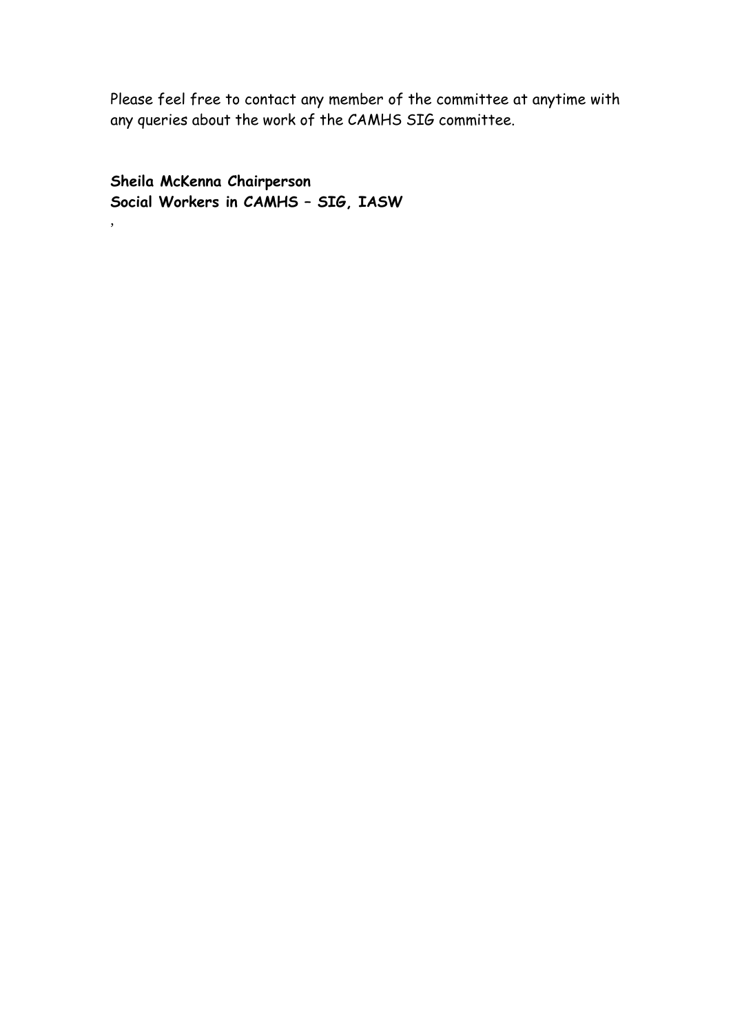Please feel free to contact any member of the committee at anytime with any queries about the work of the CAMHS SIG committee.

**Sheila McKenna Chairperson**
**Social Workers in CAMHS – SIG, IASW**

,